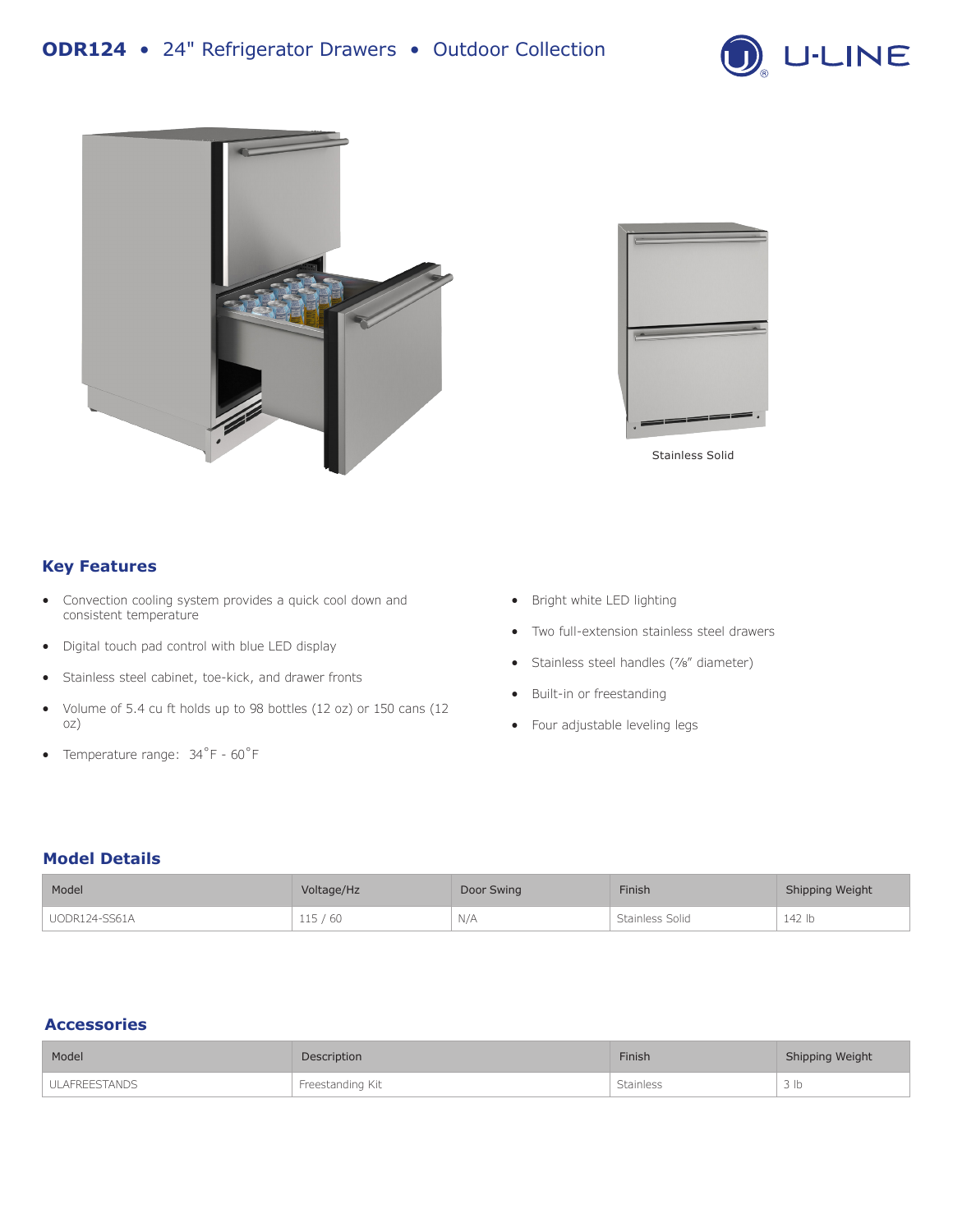# ODR124 • 24" Refrigerator Drawers • Outdoor Collection

U-LINE

Stainless Solid

## Key Features

- Convection cooling system provides a quick cool down and consistent temperature
- Digital touch pad control with blue LED display
- Stainless steel cabinet, toe-kick, and drawer fronts
- Volume of 5.4 cu ft holds up to 98 bottles (12 oz) or 150 cans (12 oz)
- Temperature range: 34˚F - 60˚F
- Bright white LED lighting
- Two full-extension stainless steel drawers
- Stainless steel handles (⅞" diameter)
- Built-in or freestanding
- Four adjustable leveling legs

## Model Details

| Model | Voltage/Hz | Door Swing | Finish | Shipping Weight |
|---|---|---|---|---|
| UODR124-SS61A | 115 / 60 | N/A | Stainless Solid | 142 lb |

## Accessories

| Model | Description | Finish | Shipping Weight |
|---|---|---|---|
| ULAFREESTANDS | Freestanding Kit | Stainless | 3 lb |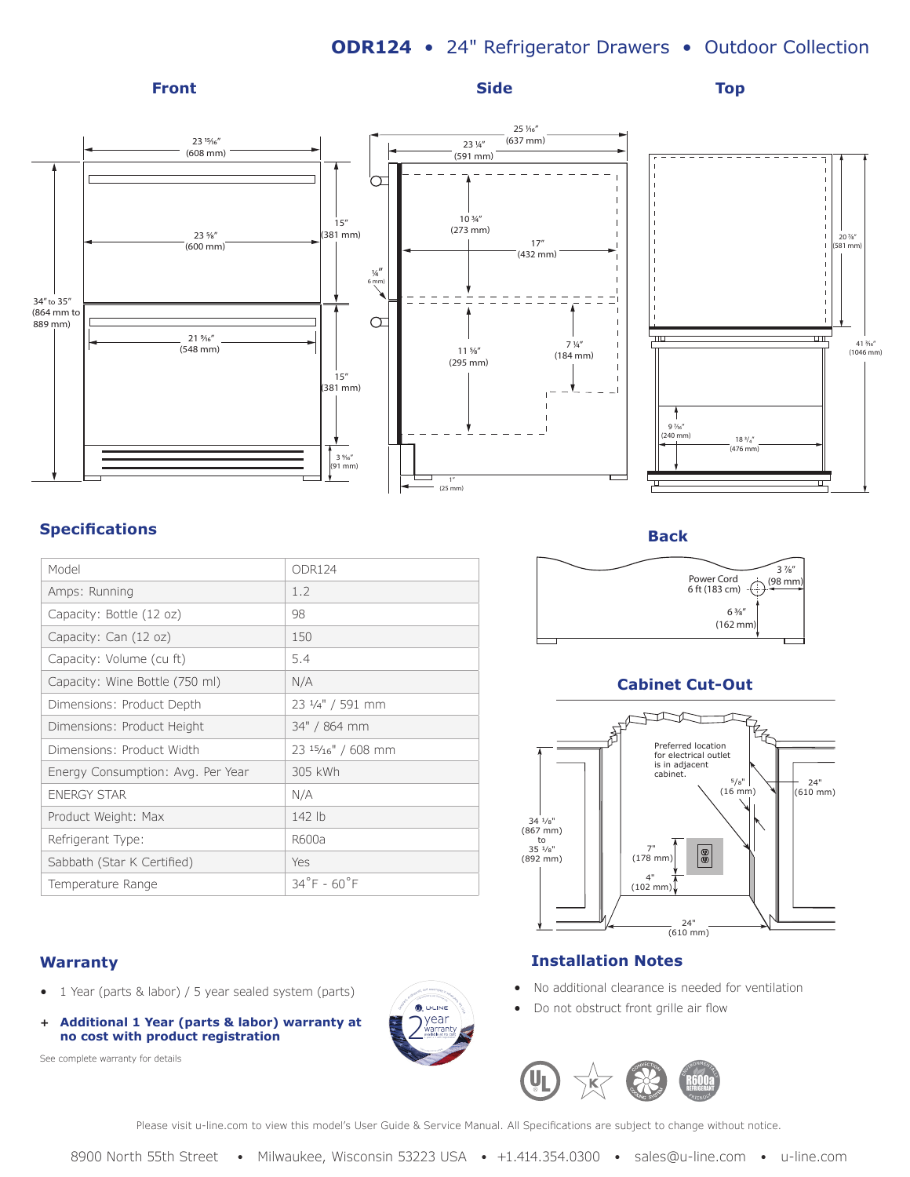# ODR124 • 24" Refrigerator Drawers • Outdoor Collection

## Front

23 15⁄16" (608 mm)

23 5⁄8" (600 mm)

21 9⁄16" (548 mm)

34" to 35" (864 mm to 889 mm)

15" (381 mm)

15" (381 mm)

3 9⁄16" (91 mm)

## Side

25 1⁄16" (637 mm)

23 1⁄4" (591 mm)

10 3⁄4" (273 mm)

17" (432 mm)

1⁄4" (6 mm)

11 5⁄8" (295 mm)

7 1⁄4" (184 mm)

1" (25 mm)

## Top

20 7⁄8" (581 mm)

41 3⁄16" (1046 mm)

9 7⁄16" (240 mm)

18 3⁄4" (476 mm)

## Specifications

| | |
|---|---|
| Model | ODR124 |
| Amps: Running | 1.2 |
| Capacity: Bottle (12 oz) | 98 |
| Capacity: Can (12 oz) | 150 |
| Capacity: Volume (cu ft) | 5.4 |
| Capacity: Wine Bottle (750 ml) | N/A |
| Dimensions: Product Depth | 23 1⁄4" / 591 mm |
| Dimensions: Product Height | 34" / 864 mm |
| Dimensions: Product Width | 23 15⁄16" / 608 mm |
| Energy Consumption: Avg. Per Year | 305 kWh |
| ENERGY STAR | N/A |
| Product Weight: Max | 142 lb |
| Refrigerant Type: | R600a |
| Sabbath (Star K Certified) | Yes |
| Temperature Range | 34°F - 60°F |

## Back

Power Cord 6 ft (183 cm)

3 7⁄8" (98 mm)

6 3⁄8" (162 mm)

## Cabinet Cut-Out

Preferred location for electrical outlet is in adjacent cabinet.

5⁄8" (16 mm)

24" (610 mm)

34 1⁄8" (867 mm) to 35 1⁄8" (892 mm)

7" (178 mm)

4" (102 mm)

24" (610 mm)

## Warranty

- 1 Year (parts & labor) / 5 year sealed system (parts)

+ **Additional 1 Year (parts & labor) warranty at no cost with product registration**

See complete warranty for details

U-LINE 2 year warranty

## Installation Notes

- No additional clearance is needed for ventilation
- Do not obstruct front grille air flow

Please visit u-line.com to view this model's User Guide & Service Manual. All Specifications are subject to change without notice.

8900 North 55th Street • Milwaukee, Wisconsin 53223 USA • +1.414.354.0300 • sales@u-line.com • u-line.com